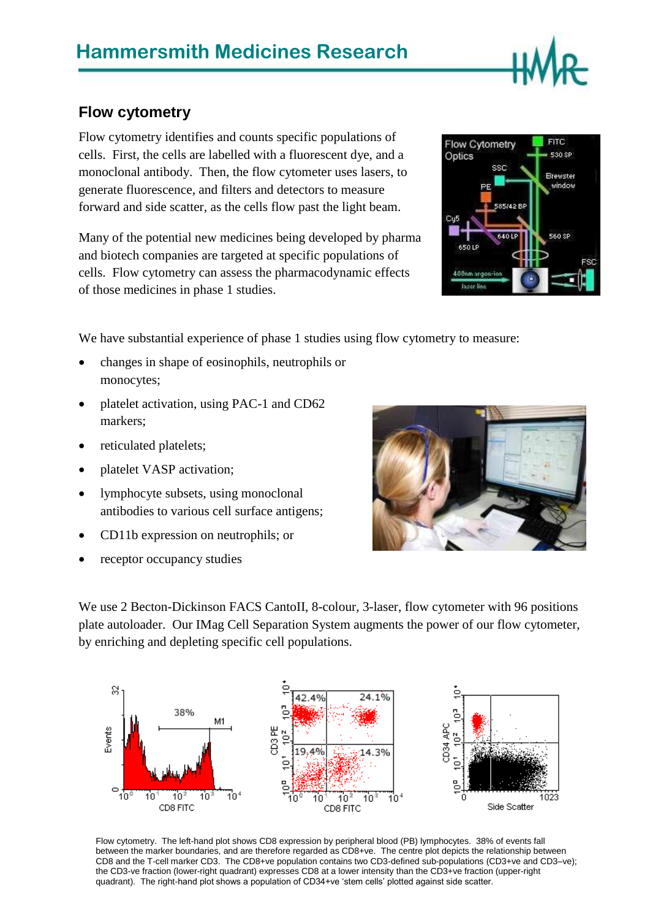# Hammersmith Medicines Research

## Flow cytometry

Flow cytometry identifies and counts specific populations of cells. First, the cells are labelled with a fluorescent dye, and a monoclonal antibody. Then, the flow cytometer uses lasers, to generate fluorescence, and filters and detectors to measure forward and side scatter, as the cells flow past the light beam.

Many of the potential new medicines being developed by pharma and biotech companies are targeted at specific populations of cells. Flow cytometry can assess the pharmacodynamic effects of those medicines in phase 1 studies.

We have substantial experience of phase 1 studies using flow cytometry to measure:

- changes in shape of eosinophils, neutrophils or monocytes;
- platelet activation, using PAC-1 and CD62 markers;
- reticulated platelets;
- platelet VASP activation;
- lymphocyte subsets, using monoclonal antibodies to various cell surface antigens;
- CD11b expression on neutrophils; or
- receptor occupancy studies

We use 2 Becton-Dickinson FACS CantoII, 8-colour, 3-laser, flow cytometer with 96 positions plate autoloader. Our IMag Cell Separation System augments the power of our flow cytometer, by enriching and depleting specific cell populations.

Flow cytometry. The left-hand plot shows CD8 expression by peripheral blood (PB) lymphocytes. 38% of events fall between the marker boundaries, and are therefore regarded as CD8+ve. The centre plot depicts the relationship between CD8 and the T-cell marker CD3. The CD8+ve population contains two CD3-defined sub-populations (CD3+ve and CD3–ve); the CD3-ve fraction (lower-right quadrant) expresses CD8 at a lower intensity than the CD3+ve fraction (upper-right quadrant). The right-hand plot shows a population of CD34+ve 'stem cells' plotted against side scatter.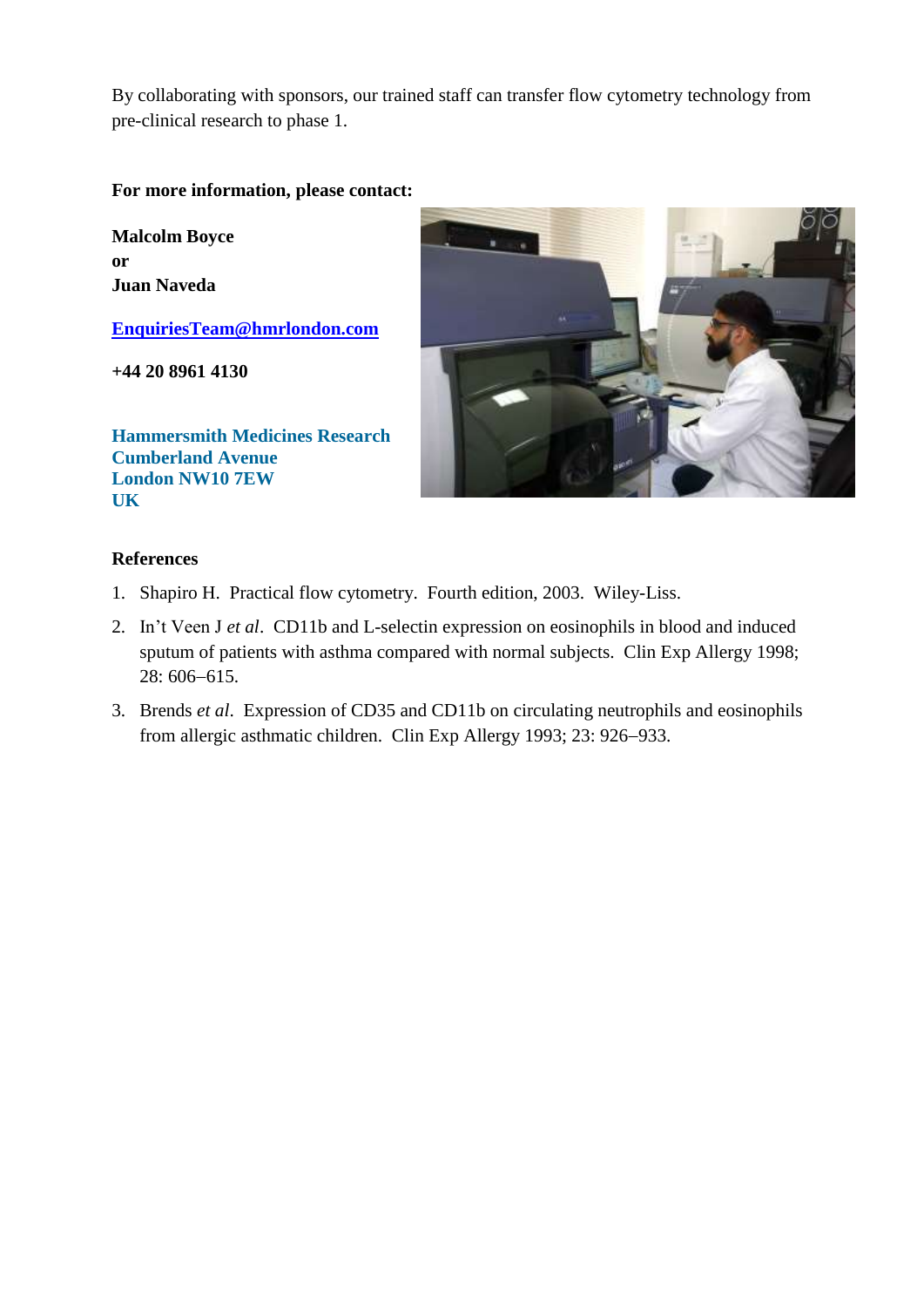By collaborating with sponsors, our trained staff can transfer flow cytometry technology from pre-clinical research to phase 1.

**For more information, please contact:**

**Malcolm Boyce**
**or**
**Juan Naveda**

**EnquiriesTeam@hmrlondon.com**

**+44 20 8961 4130**

**Hammersmith Medicines Research**
**Cumberland Avenue**
**London NW10 7EW**
**UK**

## References

1. Shapiro H. Practical flow cytometry. Fourth edition, 2003. Wiley-Liss.
2. In't Veen J *et al*. CD11b and L-selectin expression on eosinophils in blood and induced sputum of patients with asthma compared with normal subjects. Clin Exp Allergy 1998; 28: 606–615.
3. Brends *et al*. Expression of CD35 and CD11b on circulating neutrophils and eosinophils from allergic asthmatic children. Clin Exp Allergy 1993; 23: 926–933.